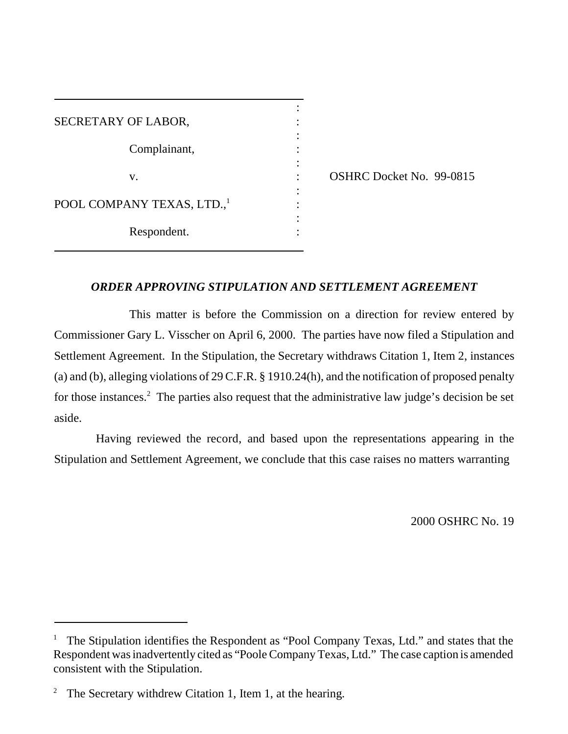SECRETARY OF LABOR,

Complainant,

v.

POOL COMPANY TEXAS, LTD.,[1]

Respondent.

OSHRC Docket No. 99-0815

## *ORDER APPROVING STIPULATION AND SETTLEMENT AGREEMENT*

This matter is before the Commission on a direction for review entered by Commissioner Gary L. Visscher on April 6, 2000. The parties have now filed a Stipulation and Settlement Agreement. In the Stipulation, the Secretary withdraws Citation 1, Item 2, instances (a) and (b), alleging violations of 29 C.F.R. § 1910.24(h), and the notification of proposed penalty for those instances.[2] The parties also request that the administrative law judge's decision be set aside.

Having reviewed the record, and based upon the representations appearing in the Stipulation and Settlement Agreement, we conclude that this case raises no matters warranting

2000 OSHRC No. 19

---

[1] The Stipulation identifies the Respondent as "Pool Company Texas, Ltd." and states that the Respondent was inadvertently cited as "Poole Company Texas, Ltd." The case caption is amended consistent with the Stipulation.

[2] The Secretary withdrew Citation 1, Item 1, at the hearing.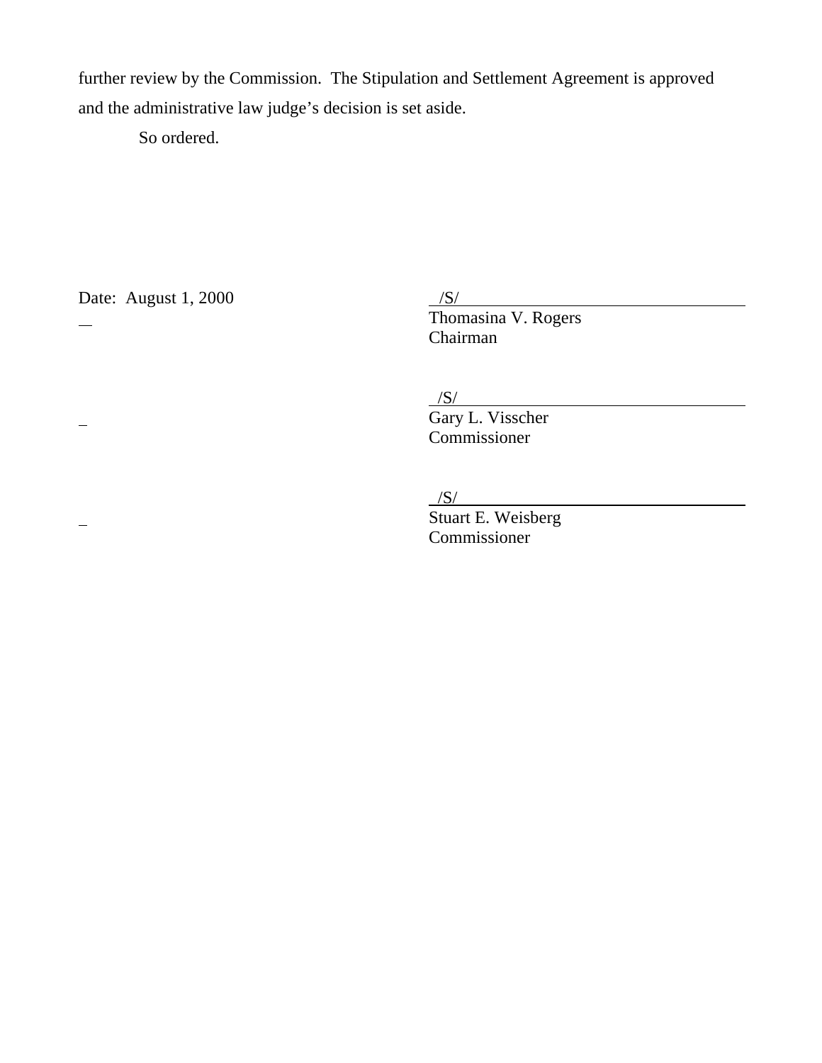further review by the Commission. The Stipulation and Settlement Agreement is approved and the administrative law judge's decision is set aside.

So ordered.

Date: August 1, 2000

/S/
Thomasina V. Rogers
Chairman

/S/
Gary L. Visscher
Commissioner

/S/
Stuart E. Weisberg
Commissioner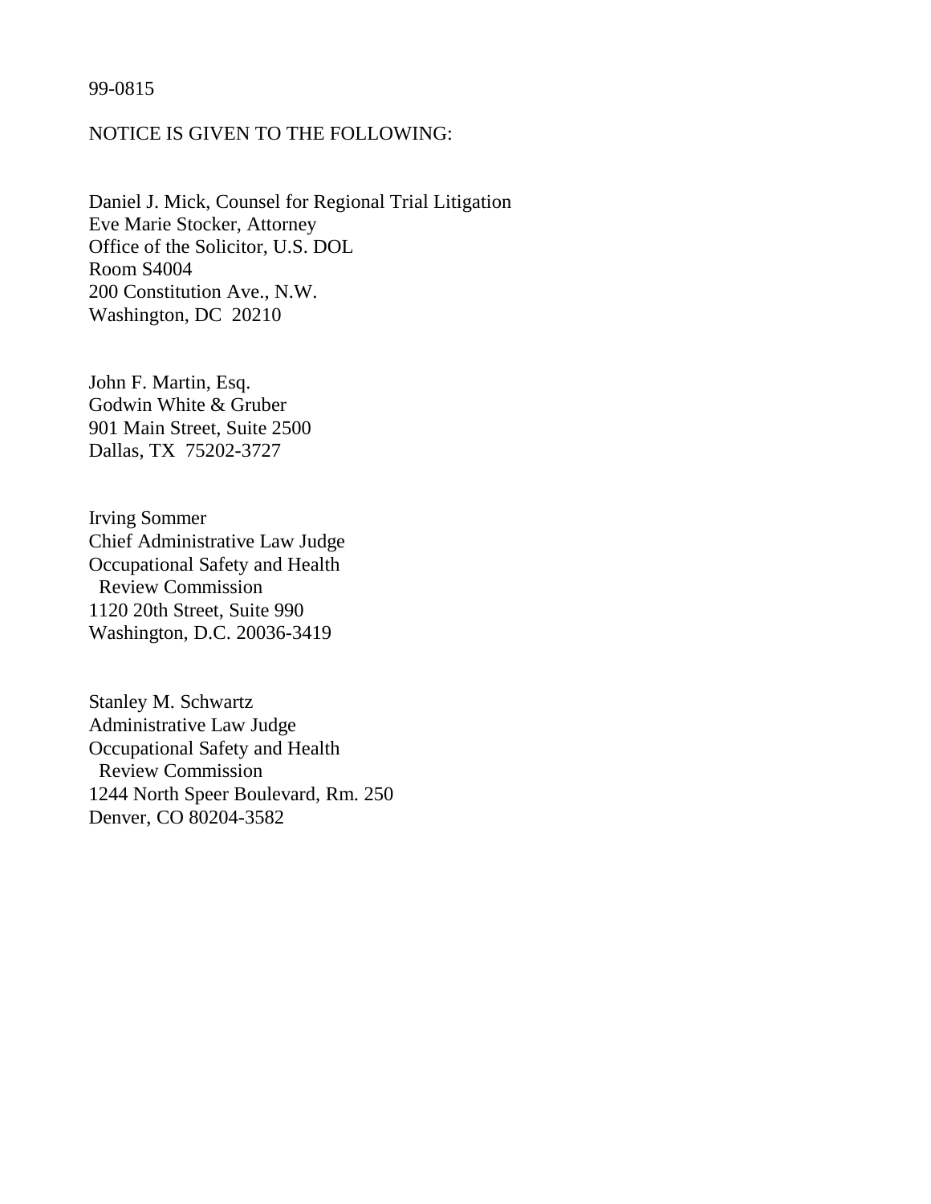99-0815

NOTICE IS GIVEN TO THE FOLLOWING:

Daniel J. Mick, Counsel for Regional Trial Litigation
Eve Marie Stocker, Attorney
Office of the Solicitor, U.S. DOL
Room S4004
200 Constitution Ave., N.W.
Washington, DC 20210

John F. Martin, Esq.
Godwin White & Gruber
901 Main Street, Suite 2500
Dallas, TX 75202-3727

Irving Sommer
Chief Administrative Law Judge
Occupational Safety and Health
Review Commission
1120 20th Street, Suite 990
Washington, D.C. 20036-3419

Stanley M. Schwartz
Administrative Law Judge
Occupational Safety and Health
Review Commission
1244 North Speer Boulevard, Rm. 250
Denver, CO 80204-3582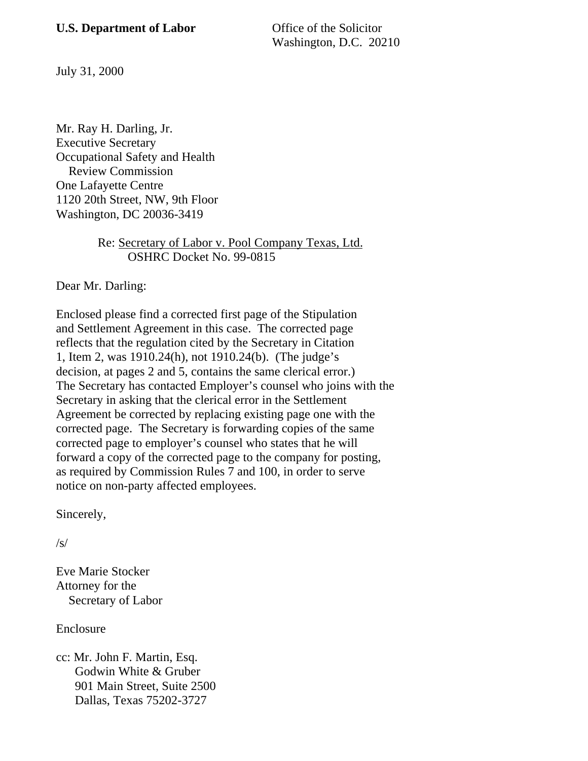**U.S. Department of Labor** Office of the Solicitor
Washington, D.C. 20210

July 31, 2000

Mr. Ray H. Darling, Jr.
Executive Secretary
Occupational Safety and Health
Review Commission
One Lafayette Centre
1120 20th Street, NW, 9th Floor
Washington, DC 20036-3419

Re: Secretary of Labor v. Pool Company Texas, Ltd.
OSHRC Docket No. 99-0815

Dear Mr. Darling:

Enclosed please find a corrected first page of the Stipulation and Settlement Agreement in this case. The corrected page reflects that the regulation cited by the Secretary in Citation 1, Item 2, was 1910.24(h), not 1910.24(b). (The judge's decision, at pages 2 and 5, contains the same clerical error.) The Secretary has contacted Employer's counsel who joins with the Secretary in asking that the clerical error in the Settlement Agreement be corrected by replacing existing page one with the corrected page. The Secretary is forwarding copies of the same corrected page to employer's counsel who states that he will forward a copy of the corrected page to the company for posting, as required by Commission Rules 7 and 100, in order to serve notice on non-party affected employees.

Sincerely,

/s/

Eve Marie Stocker
Attorney for the
Secretary of Labor

Enclosure

cc: Mr. John F. Martin, Esq.
Godwin White & Gruber
901 Main Street, Suite 2500
Dallas, Texas 75202-3727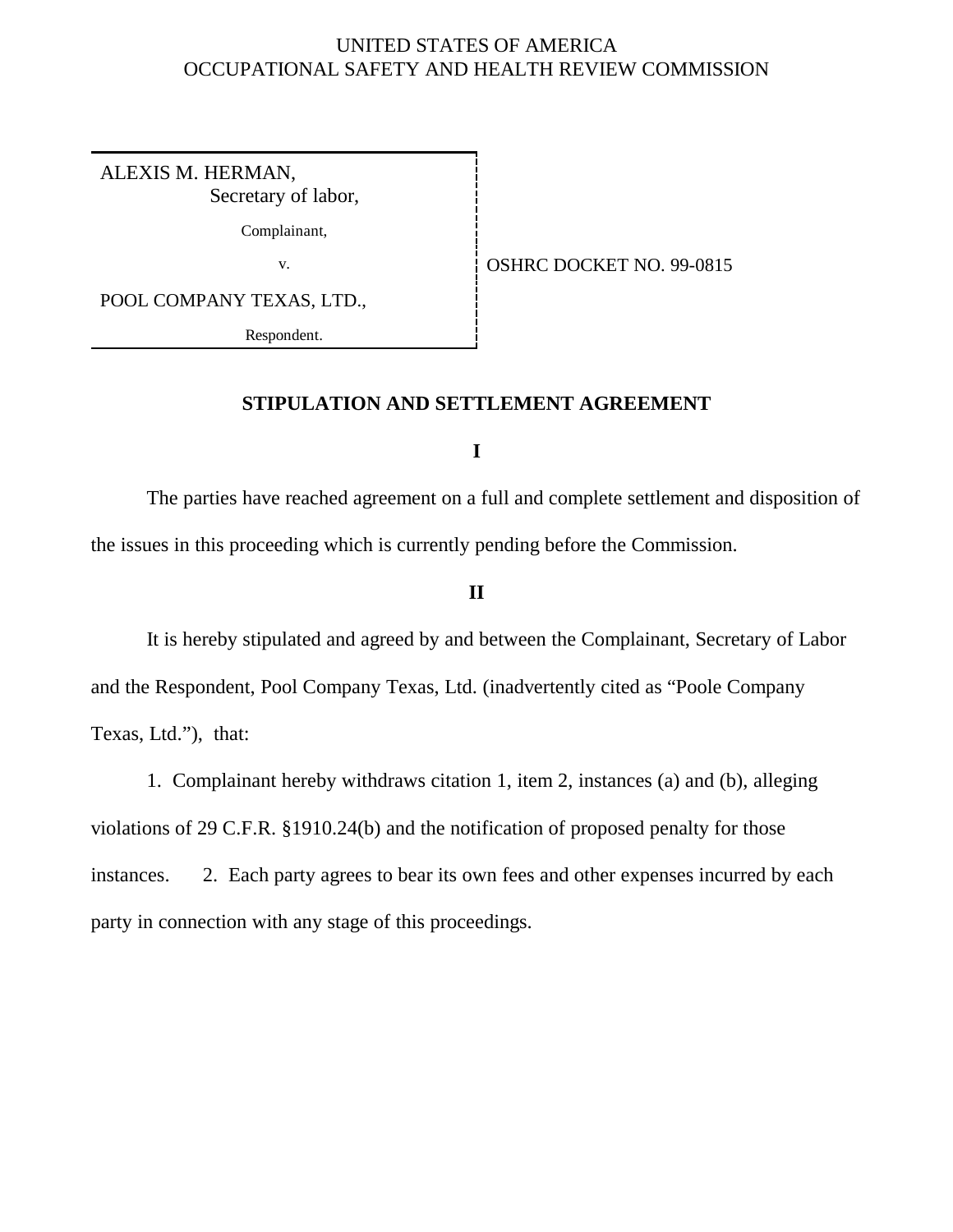UNITED STATES OF AMERICA
OCCUPATIONAL SAFETY AND HEALTH REVIEW COMMISSION

ALEXIS M. HERMAN,
Secretary of labor,

Complainant,

v.

POOL COMPANY TEXAS, LTD.,

Respondent.

OSHRC DOCKET NO. 99-0815

## STIPULATION AND SETTLEMENT AGREEMENT

### I

The parties have reached agreement on a full and complete settlement and disposition of the issues in this proceeding which is currently pending before the Commission.

### II

It is hereby stipulated and agreed by and between the Complainant, Secretary of Labor and the Respondent, Pool Company Texas, Ltd. (inadvertently cited as "Poole Company Texas, Ltd."), that:

1. Complainant hereby withdraws citation 1, item 2, instances (a) and (b), alleging violations of 29 C.F.R. §1910.24(b) and the notification of proposed penalty for those instances. 2. Each party agrees to bear its own fees and other expenses incurred by each party in connection with any stage of this proceedings.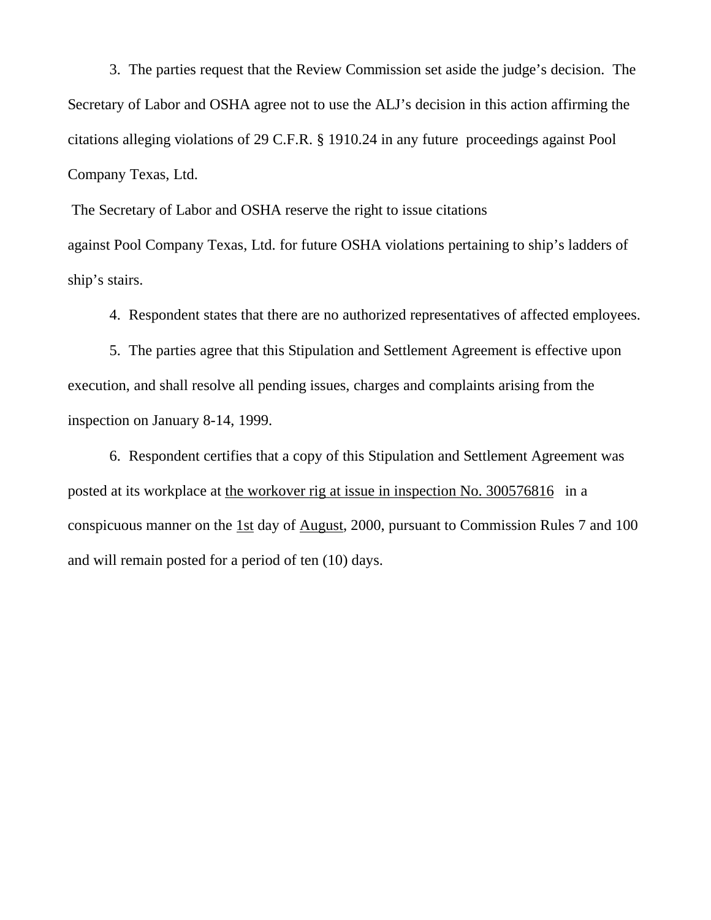3. The parties request that the Review Commission set aside the judge's decision. The Secretary of Labor and OSHA agree not to use the ALJ's decision in this action affirming the citations alleging violations of 29 C.F.R. § 1910.24 in any future proceedings against Pool Company Texas, Ltd.

The Secretary of Labor and OSHA reserve the right to issue citations against Pool Company Texas, Ltd. for future OSHA violations pertaining to ship's ladders of ship's stairs.

4. Respondent states that there are no authorized representatives of affected employees.

5. The parties agree that this Stipulation and Settlement Agreement is effective upon execution, and shall resolve all pending issues, charges and complaints arising from the inspection on January 8-14, 1999.

6. Respondent certifies that a copy of this Stipulation and Settlement Agreement was posted at its workplace at <u>the workover rig at issue in inspection No. 300576816</u> in a conspicuous manner on the <u>1st</u> day of <u>August</u>, 2000, pursuant to Commission Rules 7 and 100 and will remain posted for a period of ten (10) days.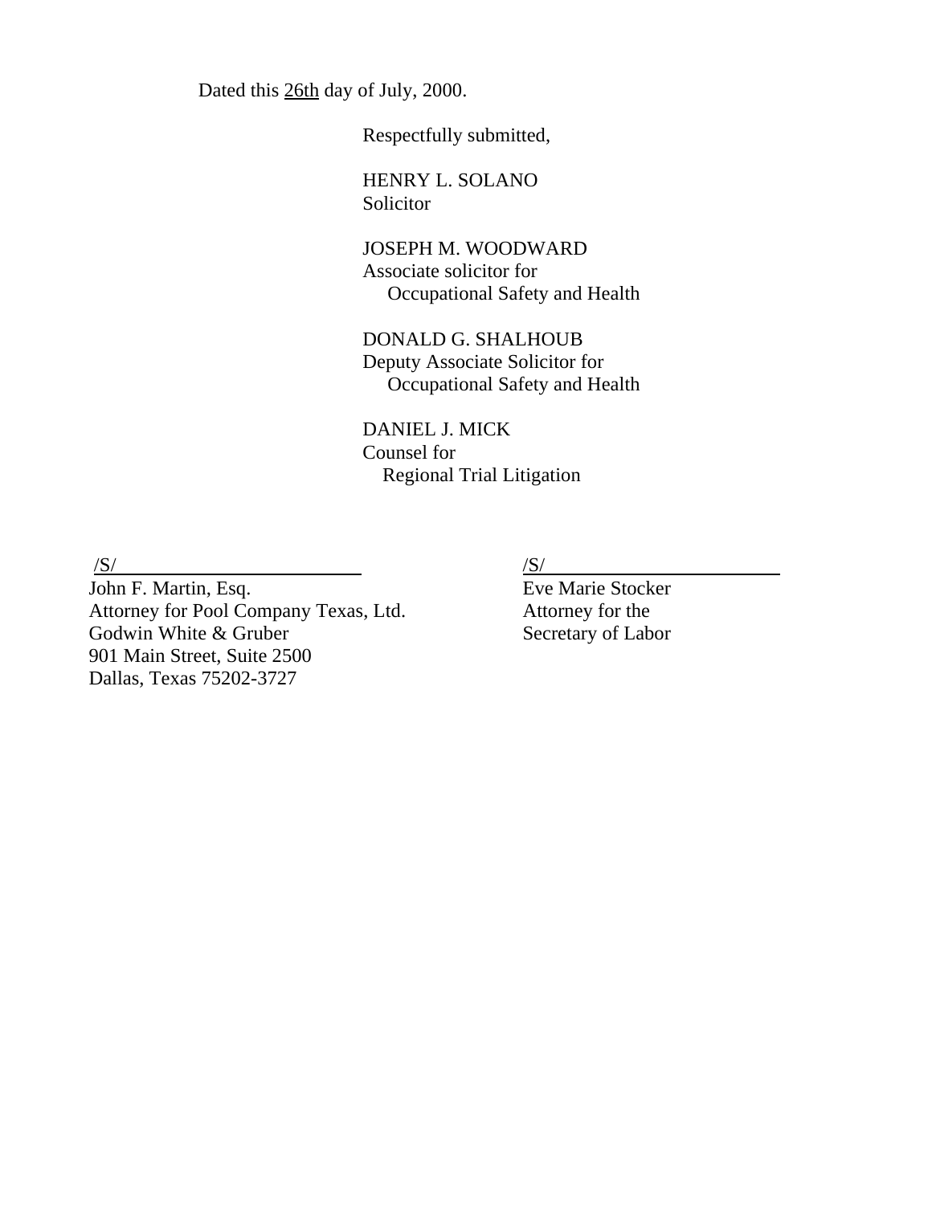Dated this 26th day of July, 2000.

Respectfully submitted,

HENRY L. SOLANO
Solicitor

JOSEPH M. WOODWARD
Associate solicitor for
Occupational Safety and Health

DONALD G. SHALHOUB
Deputy Associate Solicitor for
Occupational Safety and Health

DANIEL J. MICK
Counsel for
Regional Trial Litigation

/S/
John F. Martin, Esq.
Attorney for Pool Company Texas, Ltd.
Godwin White & Gruber
901 Main Street, Suite 2500
Dallas, Texas 75202-3727

/S/
Eve Marie Stocker
Attorney for the
Secretary of Labor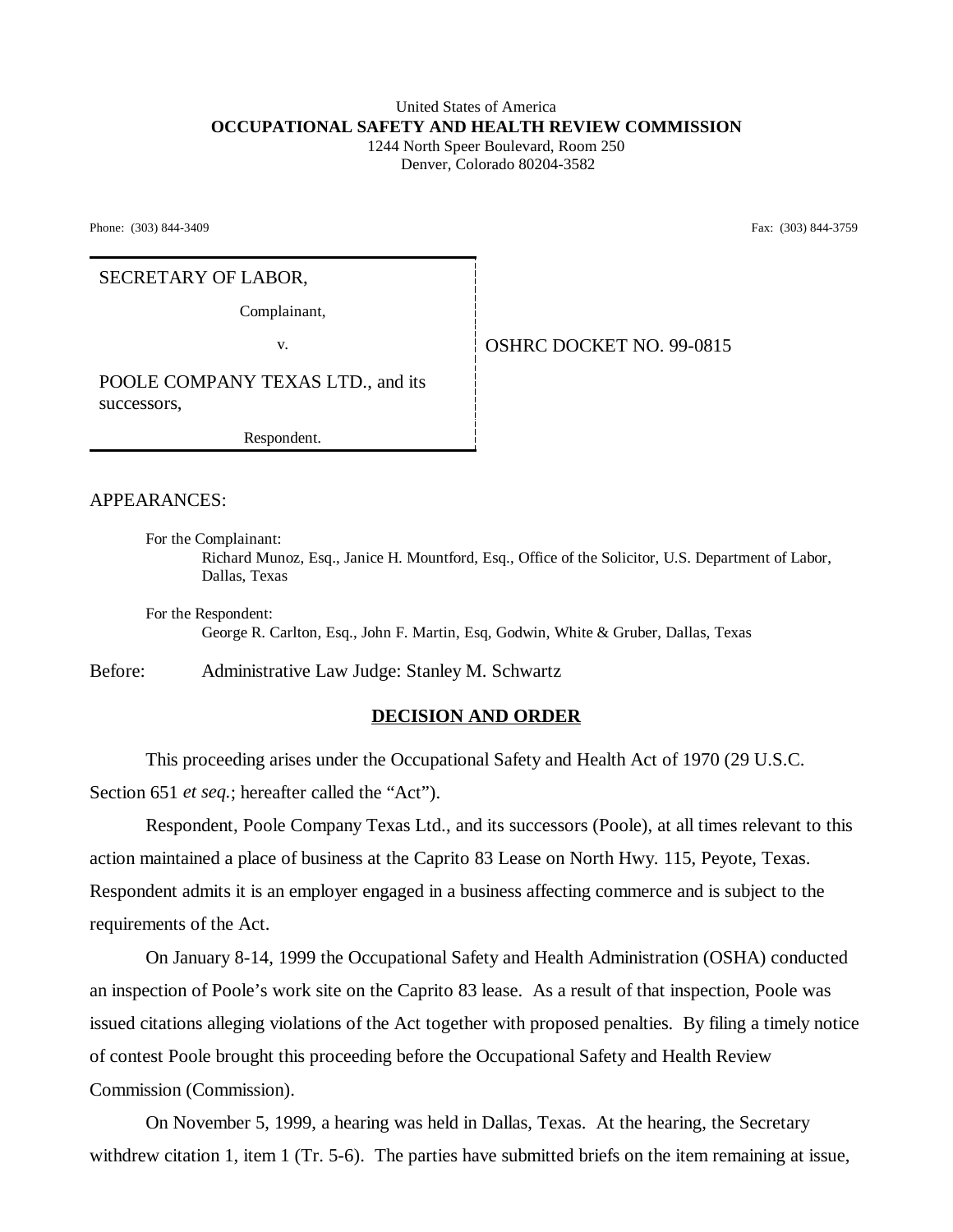United States of America
**OCCUPATIONAL SAFETY AND HEALTH REVIEW COMMISSION**
1244 North Speer Boulevard, Room 250
Denver, Colorado 80204-3582

Phone: (303) 844-3409 Fax: (303) 844-3759

| | |
|---|---|
| SECRETARY OF LABOR, Complainant, v. POOLE COMPANY TEXAS LTD., and its successors, Respondent. | OSHRC DOCKET NO. 99-0815 |

APPEARANCES:

For the Complainant:
Richard Munoz, Esq., Janice H. Mountford, Esq., Office of the Solicitor, U.S. Department of Labor, Dallas, Texas

For the Respondent:
George R. Carlton, Esq., John F. Martin, Esq, Godwin, White & Gruber, Dallas, Texas

Before: Administrative Law Judge: Stanley M. Schwartz

## DECISION AND ORDER

This proceeding arises under the Occupational Safety and Health Act of 1970 (29 U.S.C. Section 651 *et seq.*; hereafter called the "Act").

Respondent, Poole Company Texas Ltd., and its successors (Poole), at all times relevant to this action maintained a place of business at the Caprito 83 Lease on North Hwy. 115, Peyote, Texas. Respondent admits it is an employer engaged in a business affecting commerce and is subject to the requirements of the Act.

On January 8-14, 1999 the Occupational Safety and Health Administration (OSHA) conducted an inspection of Poole's work site on the Caprito 83 lease. As a result of that inspection, Poole was issued citations alleging violations of the Act together with proposed penalties. By filing a timely notice of contest Poole brought this proceeding before the Occupational Safety and Health Review Commission (Commission).

On November 5, 1999, a hearing was held in Dallas, Texas. At the hearing, the Secretary withdrew citation 1, item 1 (Tr. 5-6). The parties have submitted briefs on the item remaining at issue,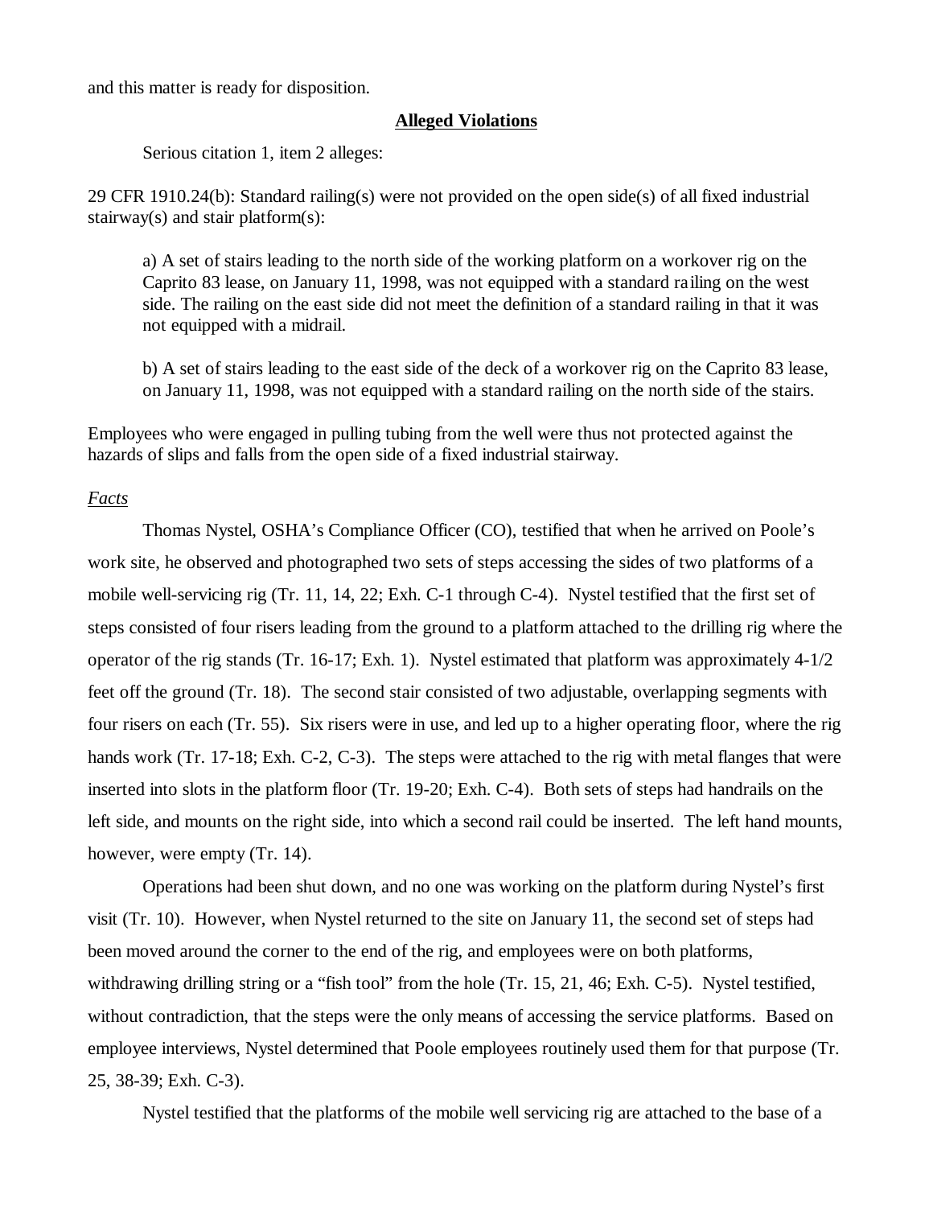and this matter is ready for disposition.

**Alleged Violations**

Serious citation 1, item 2 alleges:

29 CFR 1910.24(b): Standard railing(s) were not provided on the open side(s) of all fixed industrial stairway(s) and stair platform(s):

> a) A set of stairs leading to the north side of the working platform on a workover rig on the Caprito 83 lease, on January 11, 1998, was not equipped with a standard railing on the west side. The railing on the east side did not meet the definition of a standard railing in that it was not equipped with a midrail.
>
> b) A set of stairs leading to the east side of the deck of a workover rig on the Caprito 83 lease, on January 11, 1998, was not equipped with a standard railing on the north side of the stairs.

Employees who were engaged in pulling tubing from the well were thus not protected against the hazards of slips and falls from the open side of a fixed industrial stairway.

*Facts*

Thomas Nystel, OSHA's Compliance Officer (CO), testified that when he arrived on Poole's work site, he observed and photographed two sets of steps accessing the sides of two platforms of a mobile well-servicing rig (Tr. 11, 14, 22; Exh. C-1 through C-4). Nystel testified that the first set of steps consisted of four risers leading from the ground to a platform attached to the drilling rig where the operator of the rig stands (Tr. 16-17; Exh. 1). Nystel estimated that platform was approximately 4-1/2 feet off the ground (Tr. 18). The second stair consisted of two adjustable, overlapping segments with four risers on each (Tr. 55). Six risers were in use, and led up to a higher operating floor, where the rig hands work (Tr. 17-18; Exh. C-2, C-3). The steps were attached to the rig with metal flanges that were inserted into slots in the platform floor (Tr. 19-20; Exh. C-4). Both sets of steps had handrails on the left side, and mounts on the right side, into which a second rail could be inserted. The left hand mounts, however, were empty (Tr. 14).

Operations had been shut down, and no one was working on the platform during Nystel's first visit (Tr. 10). However, when Nystel returned to the site on January 11, the second set of steps had been moved around the corner to the end of the rig, and employees were on both platforms, withdrawing drilling string or a "fish tool" from the hole (Tr. 15, 21, 46; Exh. C-5). Nystel testified, without contradiction, that the steps were the only means of accessing the service platforms. Based on employee interviews, Nystel determined that Poole employees routinely used them for that purpose (Tr. 25, 38-39; Exh. C-3).

Nystel testified that the platforms of the mobile well servicing rig are attached to the base of a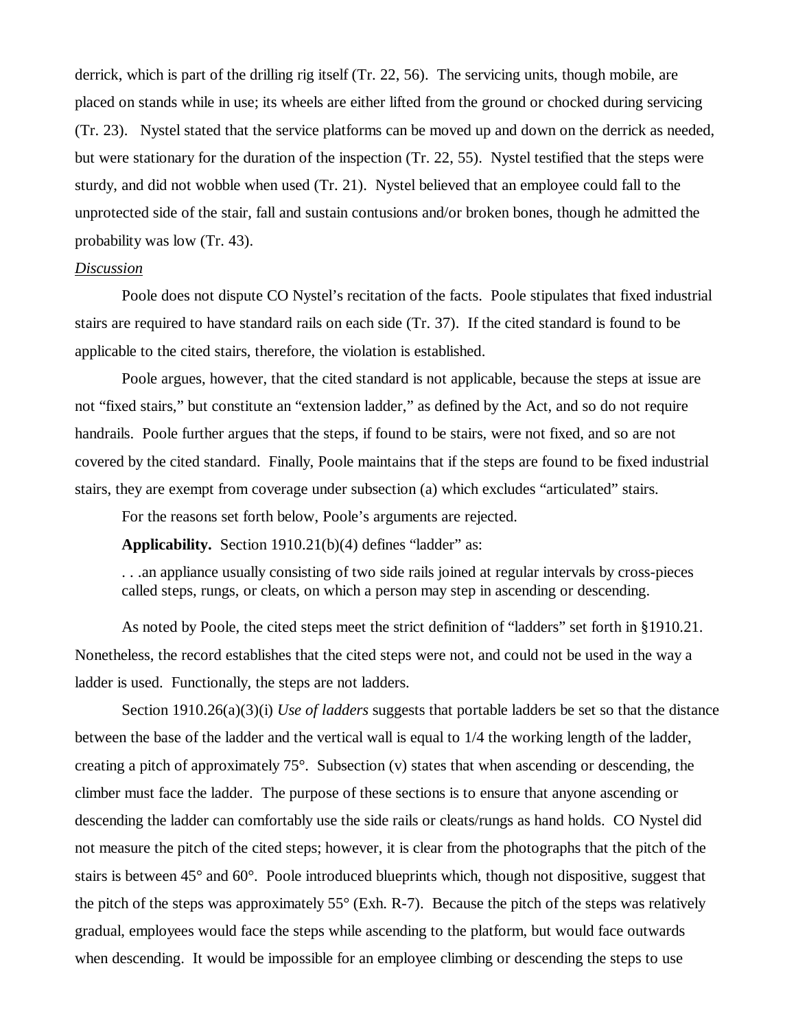derrick, which is part of the drilling rig itself (Tr. 22, 56). The servicing units, though mobile, are placed on stands while in use; its wheels are either lifted from the ground or chocked during servicing (Tr. 23). Nystel stated that the service platforms can be moved up and down on the derrick as needed, but were stationary for the duration of the inspection (Tr. 22, 55). Nystel testified that the steps were sturdy, and did not wobble when used (Tr. 21). Nystel believed that an employee could fall to the unprotected side of the stair, fall and sustain contusions and/or broken bones, though he admitted the probability was low (Tr. 43).

<u>Discussion</u>

Poole does not dispute CO Nystel's recitation of the facts. Poole stipulates that fixed industrial stairs are required to have standard rails on each side (Tr. 37). If the cited standard is found to be applicable to the cited stairs, therefore, the violation is established.

Poole argues, however, that the cited standard is not applicable, because the steps at issue are not "fixed stairs," but constitute an "extension ladder," as defined by the Act, and so do not require handrails. Poole further argues that the steps, if found to be stairs, were not fixed, and so are not covered by the cited standard. Finally, Poole maintains that if the steps are found to be fixed industrial stairs, they are exempt from coverage under subsection (a) which excludes "articulated" stairs.

For the reasons set forth below, Poole's arguments are rejected.

**Applicability.** Section 1910.21(b)(4) defines "ladder" as:

> . . .an appliance usually consisting of two side rails joined at regular intervals by cross-pieces called steps, rungs, or cleats, on which a person may step in ascending or descending.

As noted by Poole, the cited steps meet the strict definition of "ladders" set forth in §1910.21. Nonetheless, the record establishes that the cited steps were not, and could not be used in the way a ladder is used. Functionally, the steps are not ladders.

Section 1910.26(a)(3)(i) *Use of ladders* suggests that portable ladders be set so that the distance between the base of the ladder and the vertical wall is equal to 1/4 the working length of the ladder, creating a pitch of approximately 75°. Subsection (v) states that when ascending or descending, the climber must face the ladder. The purpose of these sections is to ensure that anyone ascending or descending the ladder can comfortably use the side rails or cleats/rungs as hand holds. CO Nystel did not measure the pitch of the cited steps; however, it is clear from the photographs that the pitch of the stairs is between 45° and 60°. Poole introduced blueprints which, though not dispositive, suggest that the pitch of the steps was approximately 55° (Exh. R-7). Because the pitch of the steps was relatively gradual, employees would face the steps while ascending to the platform, but would face outwards when descending. It would be impossible for an employee climbing or descending the steps to use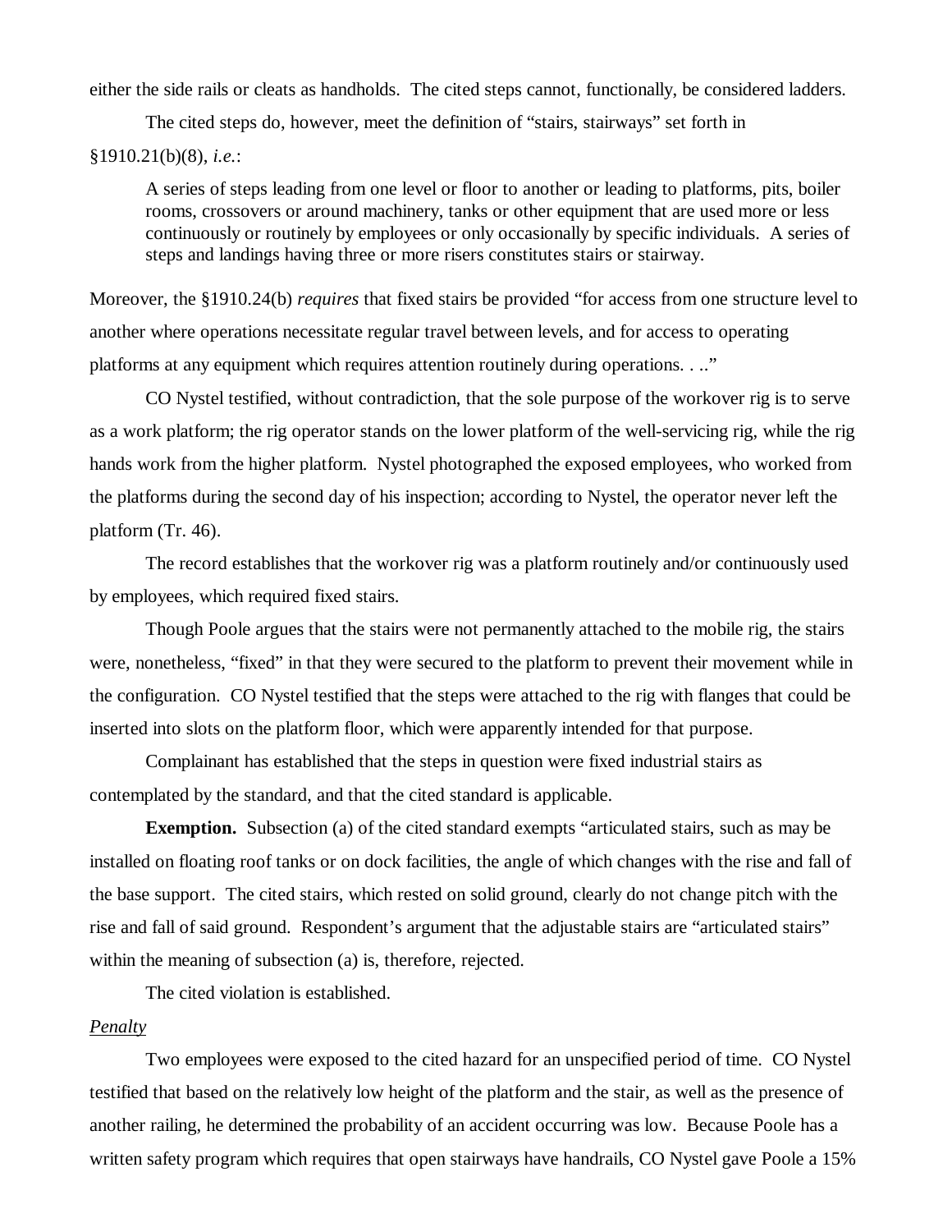either the side rails or cleats as handholds. The cited steps cannot, functionally, be considered ladders.

The cited steps do, however, meet the definition of "stairs, stairways" set forth in §1910.21(b)(8), *i.e.*:

> A series of steps leading from one level or floor to another or leading to platforms, pits, boiler rooms, crossovers or around machinery, tanks or other equipment that are used more or less continuously or routinely by employees or only occasionally by specific individuals. A series of steps and landings having three or more risers constitutes stairs or stairway.

Moreover, the §1910.24(b) *requires* that fixed stairs be provided "for access from one structure level to another where operations necessitate regular travel between levels, and for access to operating platforms at any equipment which requires attention routinely during operations. . .."

CO Nystel testified, without contradiction, that the sole purpose of the workover rig is to serve as a work platform; the rig operator stands on the lower platform of the well-servicing rig, while the rig hands work from the higher platform. Nystel photographed the exposed employees, who worked from the platforms during the second day of his inspection; according to Nystel, the operator never left the platform (Tr. 46).

The record establishes that the workover rig was a platform routinely and/or continuously used by employees, which required fixed stairs.

Though Poole argues that the stairs were not permanently attached to the mobile rig, the stairs were, nonetheless, "fixed" in that they were secured to the platform to prevent their movement while in the configuration. CO Nystel testified that the steps were attached to the rig with flanges that could be inserted into slots on the platform floor, which were apparently intended for that purpose.

Complainant has established that the steps in question were fixed industrial stairs as contemplated by the standard, and that the cited standard is applicable.

**Exemption.** Subsection (a) of the cited standard exempts "articulated stairs, such as may be installed on floating roof tanks or on dock facilities, the angle of which changes with the rise and fall of the base support. The cited stairs, which rested on solid ground, clearly do not change pitch with the rise and fall of said ground. Respondent's argument that the adjustable stairs are "articulated stairs" within the meaning of subsection (a) is, therefore, rejected.

The cited violation is established.

*Penalty*

Two employees were exposed to the cited hazard for an unspecified period of time. CO Nystel testified that based on the relatively low height of the platform and the stair, as well as the presence of another railing, he determined the probability of an accident occurring was low. Because Poole has a written safety program which requires that open stairways have handrails, CO Nystel gave Poole a 15%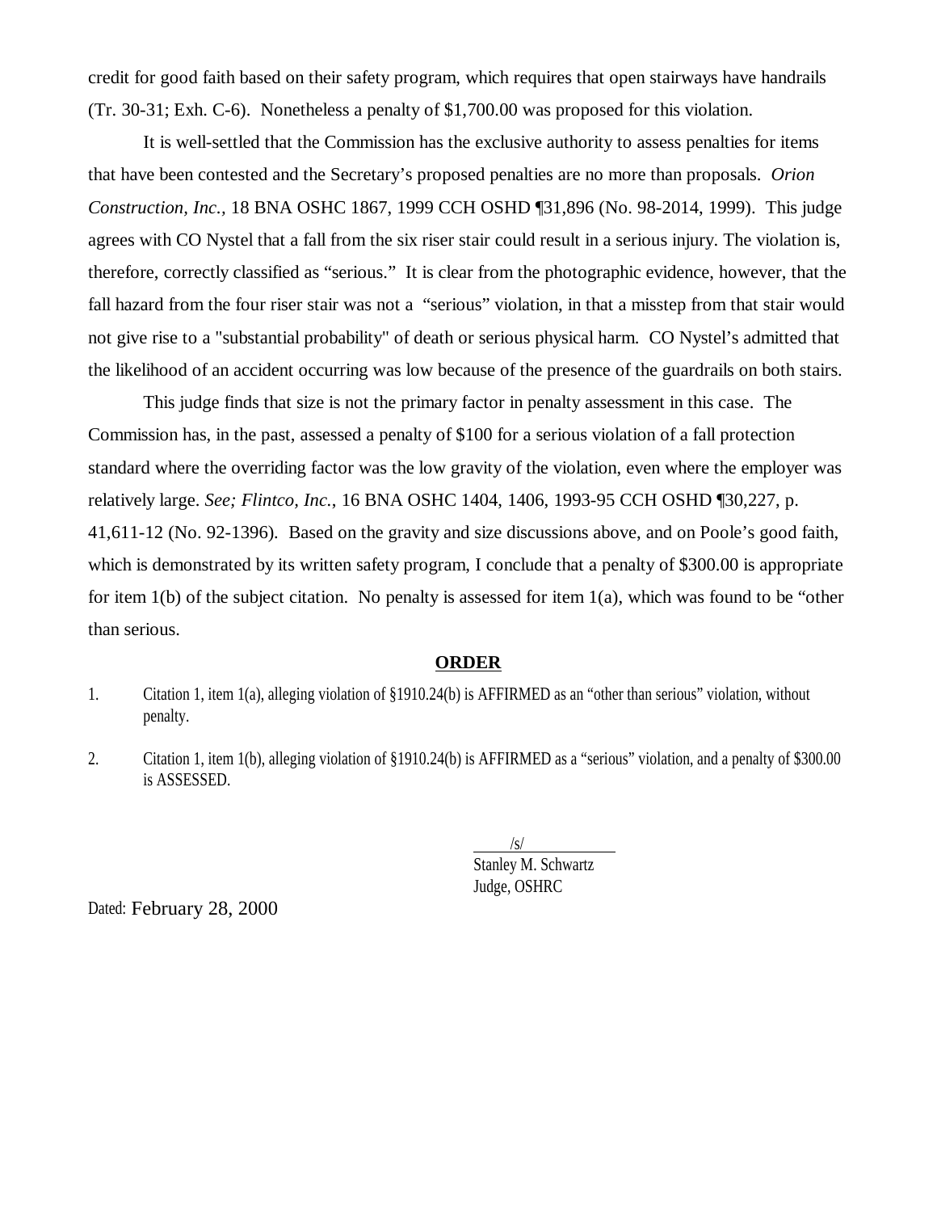credit for good faith based on their safety program, which requires that open stairways have handrails (Tr. 30-31; Exh. C-6). Nonetheless a penalty of $1,700.00 was proposed for this violation.

It is well-settled that the Commission has the exclusive authority to assess penalties for items that have been contested and the Secretary's proposed penalties are no more than proposals. *Orion Construction, Inc.,* 18 BNA OSHC 1867, 1999 CCH OSHD ¶31,896 (No. 98-2014, 1999). This judge agrees with CO Nystel that a fall from the six riser stair could result in a serious injury. The violation is, therefore, correctly classified as "serious." It is clear from the photographic evidence, however, that the fall hazard from the four riser stair was not a "serious" violation, in that a misstep from that stair would not give rise to a "substantial probability" of death or serious physical harm. CO Nystel's admitted that the likelihood of an accident occurring was low because of the presence of the guardrails on both stairs.

This judge finds that size is not the primary factor in penalty assessment in this case. The Commission has, in the past, assessed a penalty of $100 for a serious violation of a fall protection standard where the overriding factor was the low gravity of the violation, even where the employer was relatively large. *See; Flintco, Inc.*, 16 BNA OSHC 1404, 1406, 1993-95 CCH OSHD ¶30,227, p. 41,611-12 (No. 92-1396). Based on the gravity and size discussions above, and on Poole's good faith, which is demonstrated by its written safety program, I conclude that a penalty of $300.00 is appropriate for item 1(b) of the subject citation. No penalty is assessed for item 1(a), which was found to be "other than serious.

**ORDER**

1. Citation 1, item 1(a), alleging violation of §1910.24(b) is AFFIRMED as an "other than serious" violation, without penalty.

2. Citation 1, item 1(b), alleging violation of §1910.24(b) is AFFIRMED as a "serious" violation, and a penalty of $300.00 is ASSESSED.

/s/
Stanley M. Schwartz
Judge, OSHRC

Dated: February 28, 2000